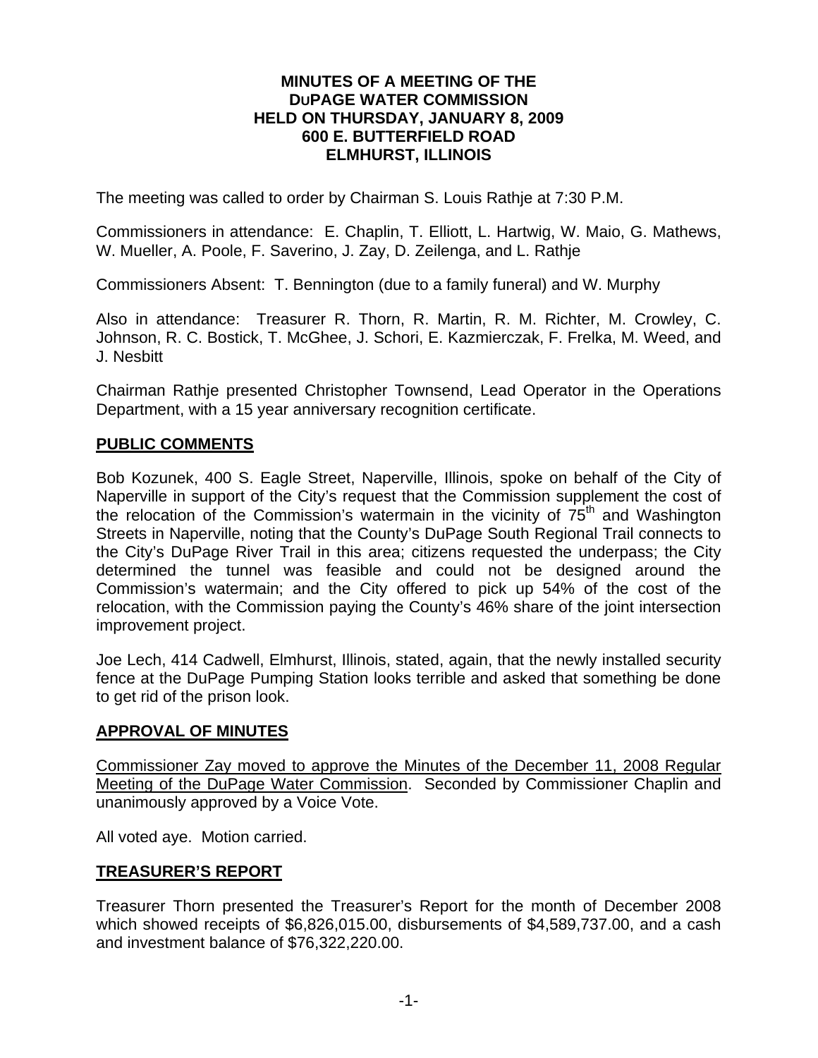# MINUTES OF A MEETING OF THE DuPAGE WATER COMMISSION HELD ON THURSDAY, JANUARY 8, 2009 600 E. BUTTERFIELD ROAD ELMHURST, ILLINOIS

The meeting was called to order by Chairman S. Louis Rathje at 7:30 P.M.

Commissioners in attendance: E. Chaplin, T. Elliott, L. Hartwig, W. Maio, G. Mathews, W. Mueller, A. Poole, F. Saverino, J. Zay, D. Zeilenga, and L. Rathje

Commissioners Absent: T. Bennington (due to a family funeral) and W. Murphy

Also in attendance: Treasurer R. Thorn, R. Martin, R. M. Richter, M. Crowley, C. Johnson, R. C. Bostick, T. McGhee, J. Schori, E. Kazmierczak, F. Frelka, M. Weed, and J. Nesbitt

Chairman Rathje presented Christopher Townsend, Lead Operator in the Operations Department, with a 15 year anniversary recognition certificate.

## PUBLIC COMMENTS

Bob Kozunek, 400 S. Eagle Street, Naperville, Illinois, spoke on behalf of the City of Naperville in support of the City's request that the Commission supplement the cost of the relocation of the Commission's watermain in the vicinity of 75th and Washington Streets in Naperville, noting that the County's DuPage South Regional Trail connects to the City's DuPage River Trail in this area; citizens requested the underpass; the City determined the tunnel was feasible and could not be designed around the Commission's watermain; and the City offered to pick up 54% of the cost of the relocation, with the Commission paying the County's 46% share of the joint intersection improvement project.

Joe Lech, 414 Cadwell, Elmhurst, Illinois, stated, again, that the newly installed security fence at the DuPage Pumping Station looks terrible and asked that something be done to get rid of the prison look.

## APPROVAL OF MINUTES

Commissioner Zay moved to approve the Minutes of the December 11, 2008 Regular Meeting of the DuPage Water Commission. Seconded by Commissioner Chaplin and unanimously approved by a Voice Vote.

All voted aye. Motion carried.

## TREASURER'S REPORT

Treasurer Thorn presented the Treasurer's Report for the month of December 2008 which showed receipts of $6,826,015.00, disbursements of $4,589,737.00, and a cash and investment balance of $76,322,220.00.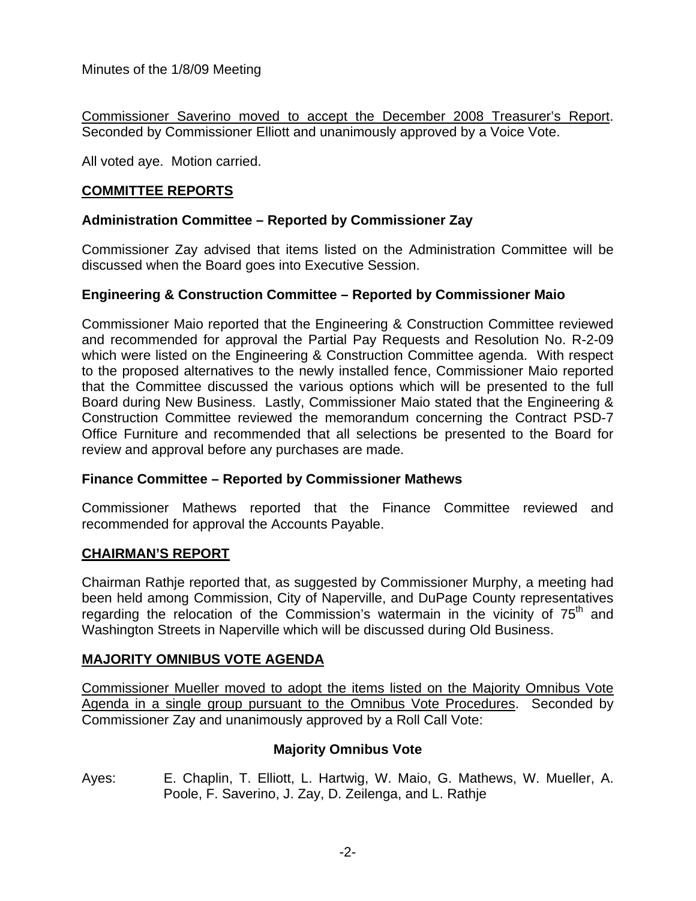Minutes of the 1/8/09 Meeting

Commissioner Saverino moved to accept the December 2008 Treasurer's Report. Seconded by Commissioner Elliott and unanimously approved by a Voice Vote.

All voted aye. Motion carried.

## COMMITTEE REPORTS

### Administration Committee – Reported by Commissioner Zay

Commissioner Zay advised that items listed on the Administration Committee will be discussed when the Board goes into Executive Session.

### Engineering & Construction Committee – Reported by Commissioner Maio

Commissioner Maio reported that the Engineering & Construction Committee reviewed and recommended for approval the Partial Pay Requests and Resolution No. R-2-09 which were listed on the Engineering & Construction Committee agenda. With respect to the proposed alternatives to the newly installed fence, Commissioner Maio reported that the Committee discussed the various options which will be presented to the full Board during New Business. Lastly, Commissioner Maio stated that the Engineering & Construction Committee reviewed the memorandum concerning the Contract PSD-7 Office Furniture and recommended that all selections be presented to the Board for review and approval before any purchases are made.

### Finance Committee – Reported by Commissioner Mathews

Commissioner Mathews reported that the Finance Committee reviewed and recommended for approval the Accounts Payable.

## CHAIRMAN'S REPORT

Chairman Rathje reported that, as suggested by Commissioner Murphy, a meeting had been held among Commission, City of Naperville, and DuPage County representatives regarding the relocation of the Commission's watermain in the vicinity of 75th and Washington Streets in Naperville which will be discussed during Old Business.

## MAJORITY OMNIBUS VOTE AGENDA

Commissioner Mueller moved to adopt the items listed on the Majority Omnibus Vote Agenda in a single group pursuant to the Omnibus Vote Procedures. Seconded by Commissioner Zay and unanimously approved by a Roll Call Vote:

**Majority Omnibus Vote**

Ayes: E. Chaplin, T. Elliott, L. Hartwig, W. Maio, G. Mathews, W. Mueller, A. Poole, F. Saverino, J. Zay, D. Zeilenga, and L. Rathje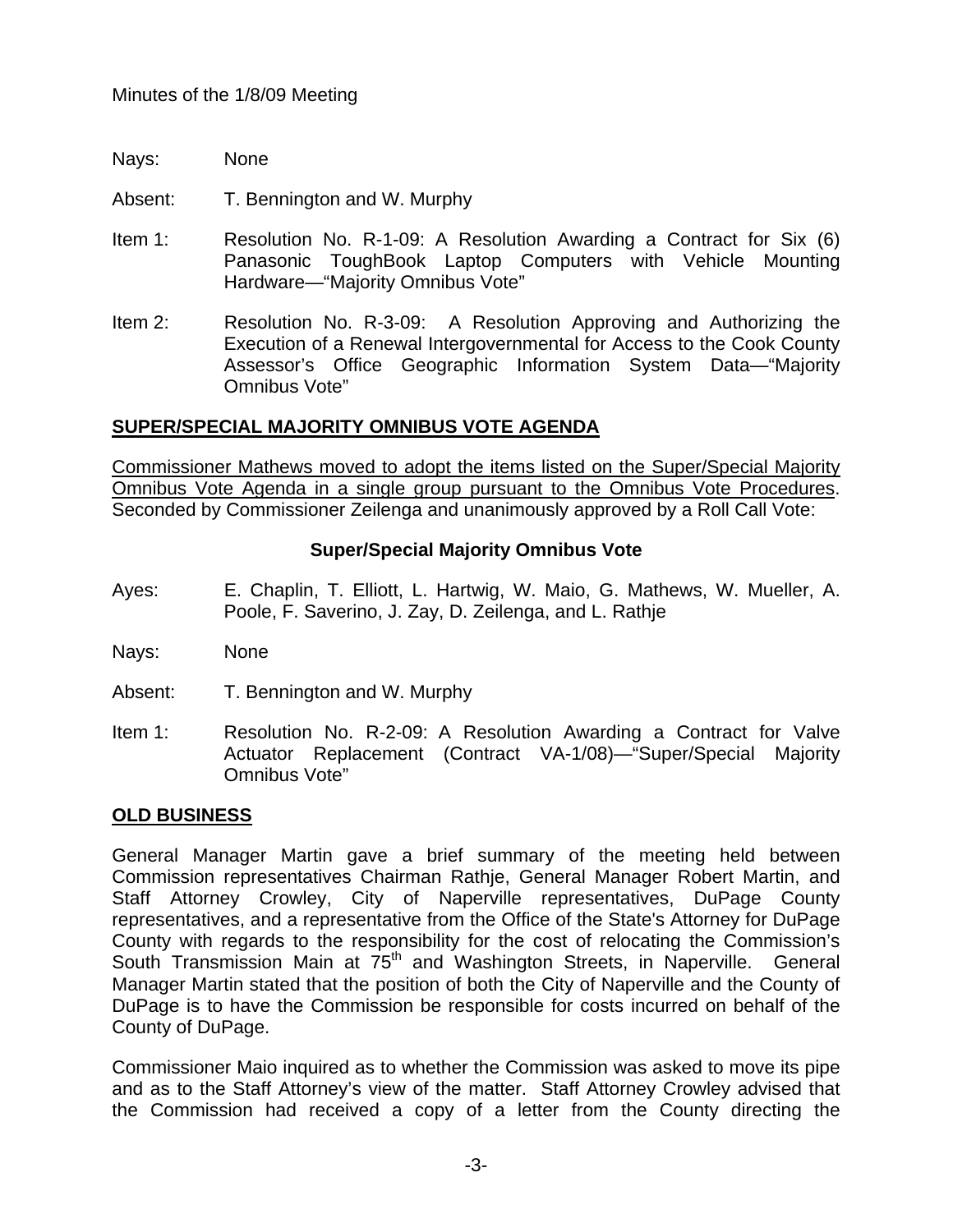Minutes of the 1/8/09 Meeting

Nays: None

Absent: T. Bennington and W. Murphy

Item 1: Resolution No. R-1-09: A Resolution Awarding a Contract for Six (6) Panasonic ToughBook Laptop Computers with Vehicle Mounting Hardware—"Majority Omnibus Vote"

Item 2: Resolution No. R-3-09: A Resolution Approving and Authorizing the Execution of a Renewal Intergovernmental for Access to the Cook County Assessor's Office Geographic Information System Data—"Majority Omnibus Vote"

## SUPER/SPECIAL MAJORITY OMNIBUS VOTE AGENDA

Commissioner Mathews moved to adopt the items listed on the Super/Special Majority Omnibus Vote Agenda in a single group pursuant to the Omnibus Vote Procedures. Seconded by Commissioner Zeilenga and unanimously approved by a Roll Call Vote:

**Super/Special Majority Omnibus Vote**

Ayes: E. Chaplin, T. Elliott, L. Hartwig, W. Maio, G. Mathews, W. Mueller, A. Poole, F. Saverino, J. Zay, D. Zeilenga, and L. Rathje

Nays: None

Absent: T. Bennington and W. Murphy

Item 1: Resolution No. R-2-09: A Resolution Awarding a Contract for Valve Actuator Replacement (Contract VA-1/08)—"Super/Special Majority Omnibus Vote"

## OLD BUSINESS

General Manager Martin gave a brief summary of the meeting held between Commission representatives Chairman Rathje, General Manager Robert Martin, and Staff Attorney Crowley, City of Naperville representatives, DuPage County representatives, and a representative from the Office of the State's Attorney for DuPage County with regards to the responsibility for the cost of relocating the Commission's South Transmission Main at 75th and Washington Streets, in Naperville. General Manager Martin stated that the position of both the City of Naperville and the County of DuPage is to have the Commission be responsible for costs incurred on behalf of the County of DuPage.

Commissioner Maio inquired as to whether the Commission was asked to move its pipe and as to the Staff Attorney's view of the matter. Staff Attorney Crowley advised that the Commission had received a copy of a letter from the County directing the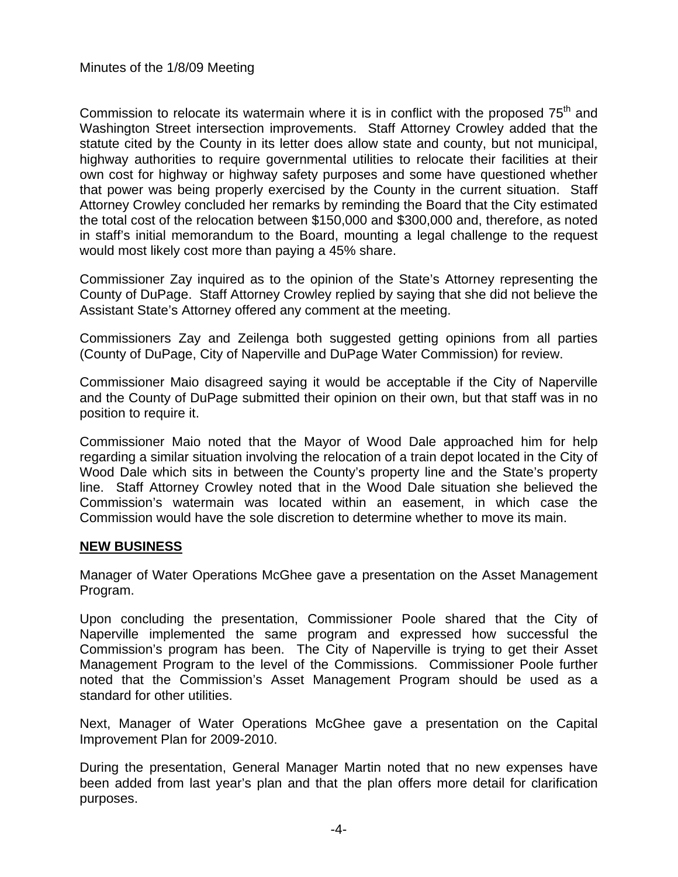Commission to relocate its watermain where it is in conflict with the proposed $75^{th}$ and Washington Street intersection improvements. Staff Attorney Crowley added that the statute cited by the County in its letter does allow state and county, but not municipal, highway authorities to require governmental utilities to relocate their facilities at their own cost for highway or highway safety purposes and some have questioned whether that power was being properly exercised by the County in the current situation. Staff Attorney Crowley concluded her remarks by reminding the Board that the City estimated the total cost of the relocation between $150,000 and $300,000 and, therefore, as noted in staff's initial memorandum to the Board, mounting a legal challenge to the request would most likely cost more than paying a 45% share.

Commissioner Zay inquired as to the opinion of the State's Attorney representing the County of DuPage. Staff Attorney Crowley replied by saying that she did not believe the Assistant State's Attorney offered any comment at the meeting.

Commissioners Zay and Zeilenga both suggested getting opinions from all parties (County of DuPage, City of Naperville and DuPage Water Commission) for review.

Commissioner Maio disagreed saying it would be acceptable if the City of Naperville and the County of DuPage submitted their opinion on their own, but that staff was in no position to require it.

Commissioner Maio noted that the Mayor of Wood Dale approached him for help regarding a similar situation involving the relocation of a train depot located in the City of Wood Dale which sits in between the County's property line and the State's property line. Staff Attorney Crowley noted that in the Wood Dale situation she believed the Commission's watermain was located within an easement, in which case the Commission would have the sole discretion to determine whether to move its main.

## NEW BUSINESS

Manager of Water Operations McGhee gave a presentation on the Asset Management Program.

Upon concluding the presentation, Commissioner Poole shared that the City of Naperville implemented the same program and expressed how successful the Commission's program has been. The City of Naperville is trying to get their Asset Management Program to the level of the Commissions. Commissioner Poole further noted that the Commission's Asset Management Program should be used as a standard for other utilities.

Next, Manager of Water Operations McGhee gave a presentation on the Capital Improvement Plan for 2009-2010.

During the presentation, General Manager Martin noted that no new expenses have been added from last year's plan and that the plan offers more detail for clarification purposes.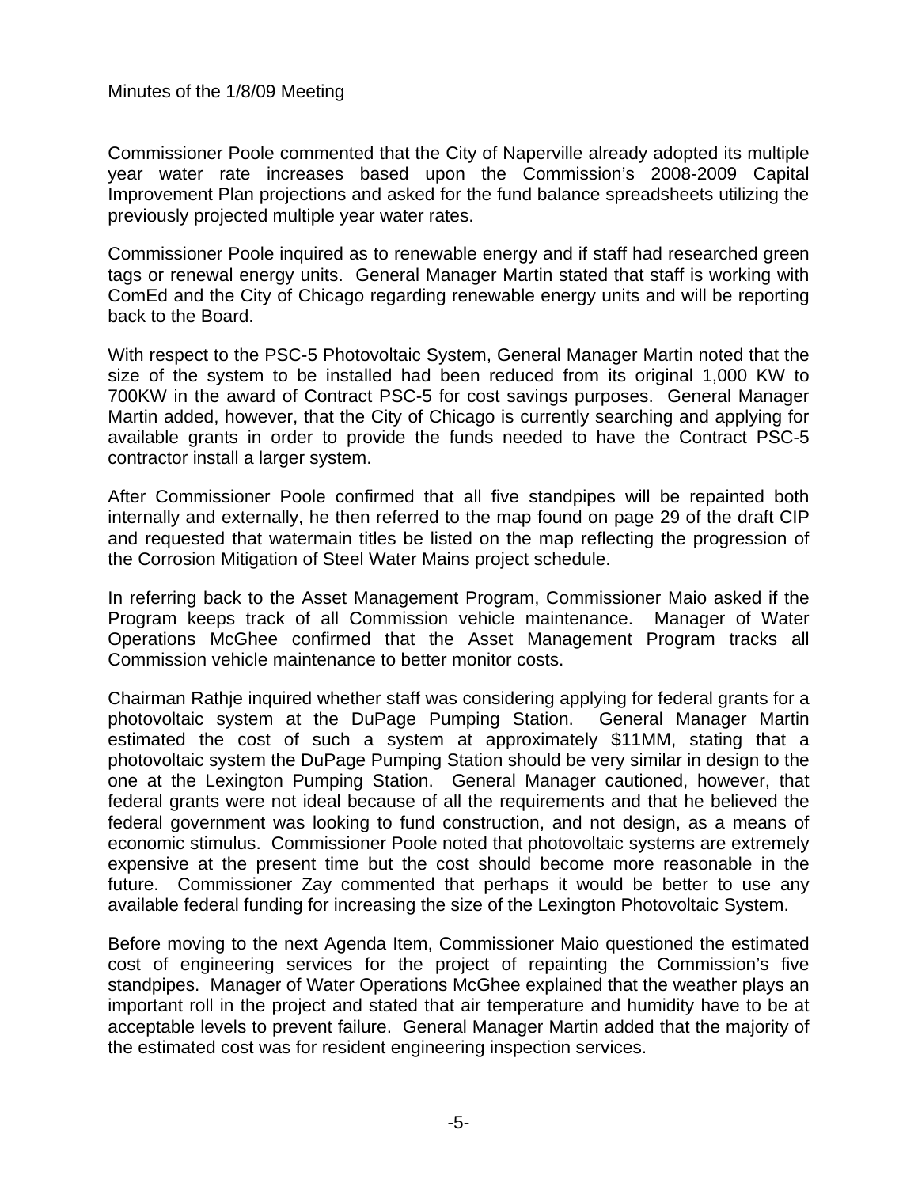Commissioner Poole commented that the City of Naperville already adopted its multiple year water rate increases based upon the Commission's 2008-2009 Capital Improvement Plan projections and asked for the fund balance spreadsheets utilizing the previously projected multiple year water rates.

Commissioner Poole inquired as to renewable energy and if staff had researched green tags or renewal energy units. General Manager Martin stated that staff is working with ComEd and the City of Chicago regarding renewable energy units and will be reporting back to the Board.

With respect to the PSC-5 Photovoltaic System, General Manager Martin noted that the size of the system to be installed had been reduced from its original 1,000 KW to 700KW in the award of Contract PSC-5 for cost savings purposes. General Manager Martin added, however, that the City of Chicago is currently searching and applying for available grants in order to provide the funds needed to have the Contract PSC-5 contractor install a larger system.

After Commissioner Poole confirmed that all five standpipes will be repainted both internally and externally, he then referred to the map found on page 29 of the draft CIP and requested that watermain titles be listed on the map reflecting the progression of the Corrosion Mitigation of Steel Water Mains project schedule.

In referring back to the Asset Management Program, Commissioner Maio asked if the Program keeps track of all Commission vehicle maintenance. Manager of Water Operations McGhee confirmed that the Asset Management Program tracks all Commission vehicle maintenance to better monitor costs.

Chairman Rathje inquired whether staff was considering applying for federal grants for a photovoltaic system at the DuPage Pumping Station. General Manager Martin estimated the cost of such a system at approximately $11MM, stating that a photovoltaic system the DuPage Pumping Station should be very similar in design to the one at the Lexington Pumping Station. General Manager cautioned, however, that federal grants were not ideal because of all the requirements and that he believed the federal government was looking to fund construction, and not design, as a means of economic stimulus. Commissioner Poole noted that photovoltaic systems are extremely expensive at the present time but the cost should become more reasonable in the future. Commissioner Zay commented that perhaps it would be better to use any available federal funding for increasing the size of the Lexington Photovoltaic System.

Before moving to the next Agenda Item, Commissioner Maio questioned the estimated cost of engineering services for the project of repainting the Commission's five standpipes. Manager of Water Operations McGhee explained that the weather plays an important roll in the project and stated that air temperature and humidity have to be at acceptable levels to prevent failure. General Manager Martin added that the majority of the estimated cost was for resident engineering inspection services.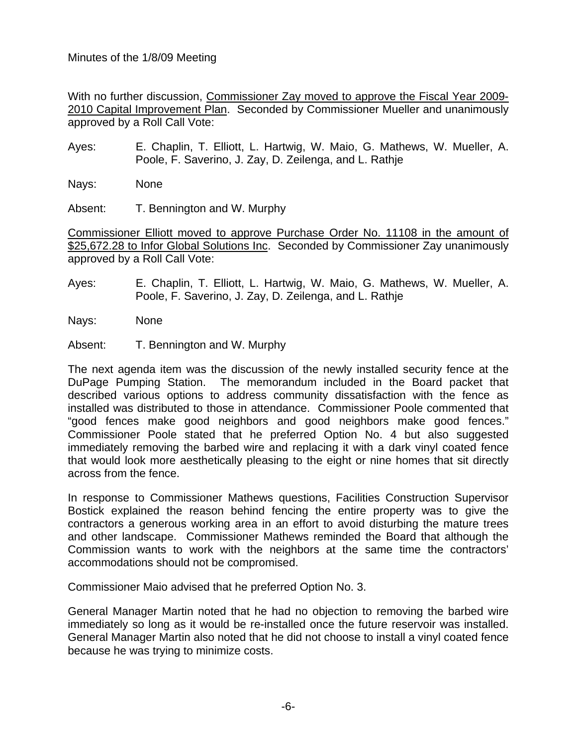Minutes of the 1/8/09 Meeting

With no further discussion, Commissioner Zay moved to approve the Fiscal Year 2009-2010 Capital Improvement Plan. Seconded by Commissioner Mueller and unanimously approved by a Roll Call Vote:

Ayes: E. Chaplin, T. Elliott, L. Hartwig, W. Maio, G. Mathews, W. Mueller, A. Poole, F. Saverino, J. Zay, D. Zeilenga, and L. Rathje

Nays: None

Absent: T. Bennington and W. Murphy

Commissioner Elliott moved to approve Purchase Order No. 11108 in the amount of $25,672.28 to Infor Global Solutions Inc. Seconded by Commissioner Zay unanimously approved by a Roll Call Vote:

Ayes: E. Chaplin, T. Elliott, L. Hartwig, W. Maio, G. Mathews, W. Mueller, A. Poole, F. Saverino, J. Zay, D. Zeilenga, and L. Rathje

Nays: None

Absent: T. Bennington and W. Murphy

The next agenda item was the discussion of the newly installed security fence at the DuPage Pumping Station. The memorandum included in the Board packet that described various options to address community dissatisfaction with the fence as installed was distributed to those in attendance. Commissioner Poole commented that "good fences make good neighbors and good neighbors make good fences." Commissioner Poole stated that he preferred Option No. 4 but also suggested immediately removing the barbed wire and replacing it with a dark vinyl coated fence that would look more aesthetically pleasing to the eight or nine homes that sit directly across from the fence.

In response to Commissioner Mathews questions, Facilities Construction Supervisor Bostick explained the reason behind fencing the entire property was to give the contractors a generous working area in an effort to avoid disturbing the mature trees and other landscape. Commissioner Mathews reminded the Board that although the Commission wants to work with the neighbors at the same time the contractors' accommodations should not be compromised.

Commissioner Maio advised that he preferred Option No. 3.

General Manager Martin noted that he had no objection to removing the barbed wire immediately so long as it would be re-installed once the future reservoir was installed. General Manager Martin also noted that he did not choose to install a vinyl coated fence because he was trying to minimize costs.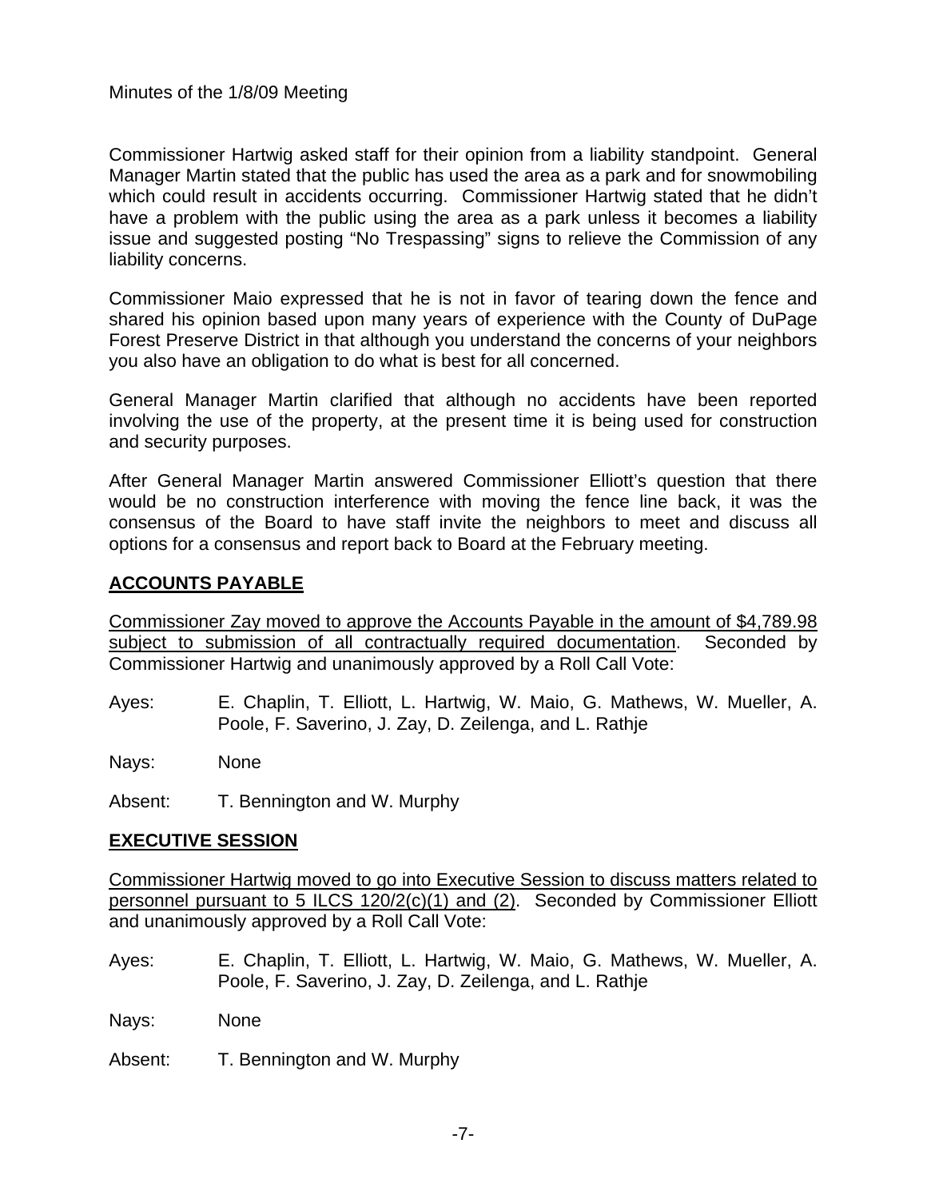Minutes of the 1/8/09 Meeting

Commissioner Hartwig asked staff for their opinion from a liability standpoint. General Manager Martin stated that the public has used the area as a park and for snowmobiling which could result in accidents occurring. Commissioner Hartwig stated that he didn't have a problem with the public using the area as a park unless it becomes a liability issue and suggested posting "No Trespassing" signs to relieve the Commission of any liability concerns.

Commissioner Maio expressed that he is not in favor of tearing down the fence and shared his opinion based upon many years of experience with the County of DuPage Forest Preserve District in that although you understand the concerns of your neighbors you also have an obligation to do what is best for all concerned.

General Manager Martin clarified that although no accidents have been reported involving the use of the property, at the present time it is being used for construction and security purposes.

After General Manager Martin answered Commissioner Elliott's question that there would be no construction interference with moving the fence line back, it was the consensus of the Board to have staff invite the neighbors to meet and discuss all options for a consensus and report back to Board at the February meeting.

## ACCOUNTS PAYABLE

Commissioner Zay moved to approve the Accounts Payable in the amount of $4,789.98 subject to submission of all contractually required documentation. Seconded by Commissioner Hartwig and unanimously approved by a Roll Call Vote:

Ayes: E. Chaplin, T. Elliott, L. Hartwig, W. Maio, G. Mathews, W. Mueller, A. Poole, F. Saverino, J. Zay, D. Zeilenga, and L. Rathje

Nays: None

Absent: T. Bennington and W. Murphy

## EXECUTIVE SESSION

Commissioner Hartwig moved to go into Executive Session to discuss matters related to personnel pursuant to 5 ILCS 120/2(c)(1) and (2). Seconded by Commissioner Elliott and unanimously approved by a Roll Call Vote:

Ayes: E. Chaplin, T. Elliott, L. Hartwig, W. Maio, G. Mathews, W. Mueller, A. Poole, F. Saverino, J. Zay, D. Zeilenga, and L. Rathje

Nays: None

Absent: T. Bennington and W. Murphy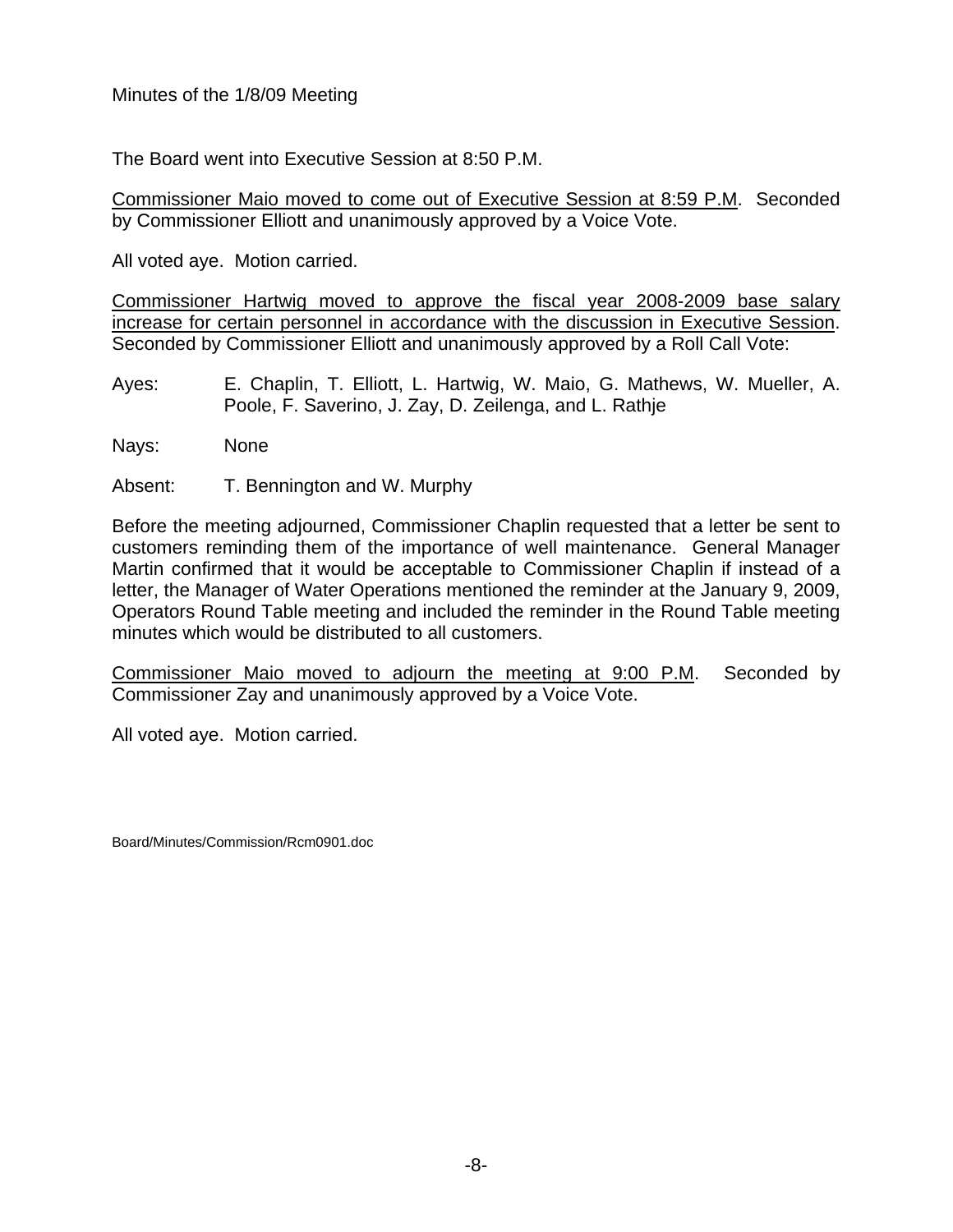Minutes of the 1/8/09 Meeting

The Board went into Executive Session at 8:50 P.M.

Commissioner Maio moved to come out of Executive Session at 8:59 P.M. Seconded by Commissioner Elliott and unanimously approved by a Voice Vote.

All voted aye. Motion carried.

Commissioner Hartwig moved to approve the fiscal year 2008-2009 base salary increase for certain personnel in accordance with the discussion in Executive Session. Seconded by Commissioner Elliott and unanimously approved by a Roll Call Vote:

Ayes: E. Chaplin, T. Elliott, L. Hartwig, W. Maio, G. Mathews, W. Mueller, A. Poole, F. Saverino, J. Zay, D. Zeilenga, and L. Rathje

Nays: None

Absent: T. Bennington and W. Murphy

Before the meeting adjourned, Commissioner Chaplin requested that a letter be sent to customers reminding them of the importance of well maintenance. General Manager Martin confirmed that it would be acceptable to Commissioner Chaplin if instead of a letter, the Manager of Water Operations mentioned the reminder at the January 9, 2009, Operators Round Table meeting and included the reminder in the Round Table meeting minutes which would be distributed to all customers.

Commissioner Maio moved to adjourn the meeting at 9:00 P.M. Seconded by Commissioner Zay and unanimously approved by a Voice Vote.

All voted aye. Motion carried.

Board/Minutes/Commission/Rcm0901.doc